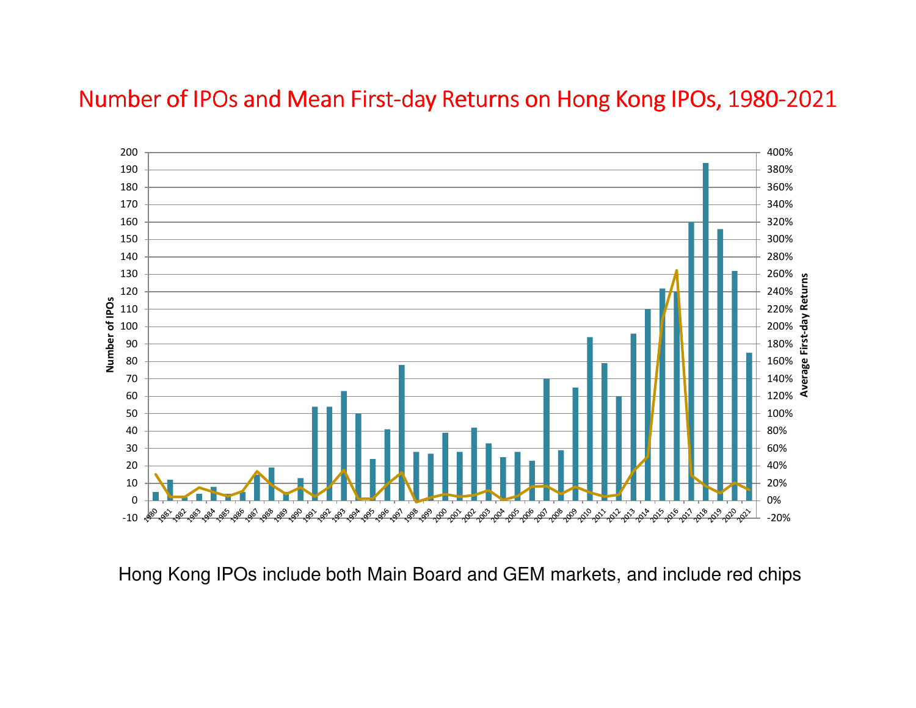# Number of IPOs and Mean First-day Returns on Hong Kong IPOs, 1980-2021

Hong Kong IPOs include both Main Board and GEM markets, and include red chips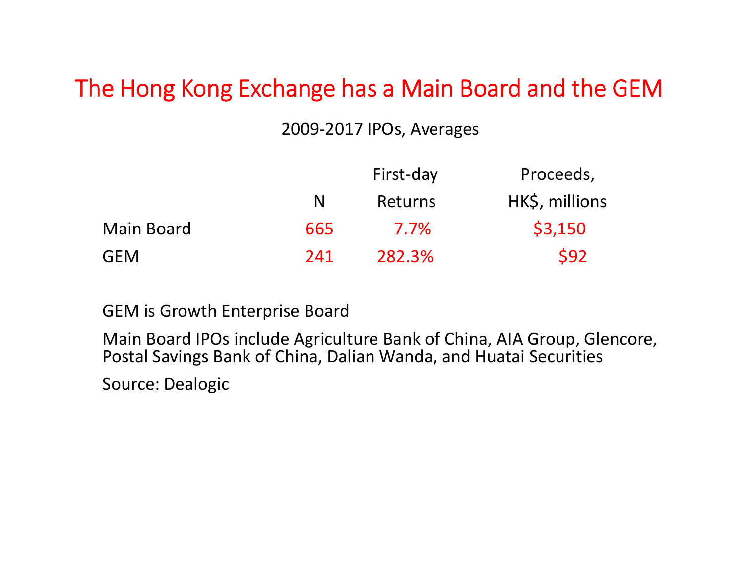# The Hong Kong Exchange has a Main Board and the GEM

2009-2017 IPOs, Averages

| | N | First-day Returns | Proceeds, HK$, millions |
|---|---|---|---|
| Main Board | 665 | 7.7% | $3,150 |
| GEM | 241 | 282.3% | $92 |

GEM is Growth Enterprise Board

Main Board IPOs include Agriculture Bank of China, AIA Group, Glencore, Postal Savings Bank of China, Dalian Wanda, and Huatai Securities

Source: Dealogic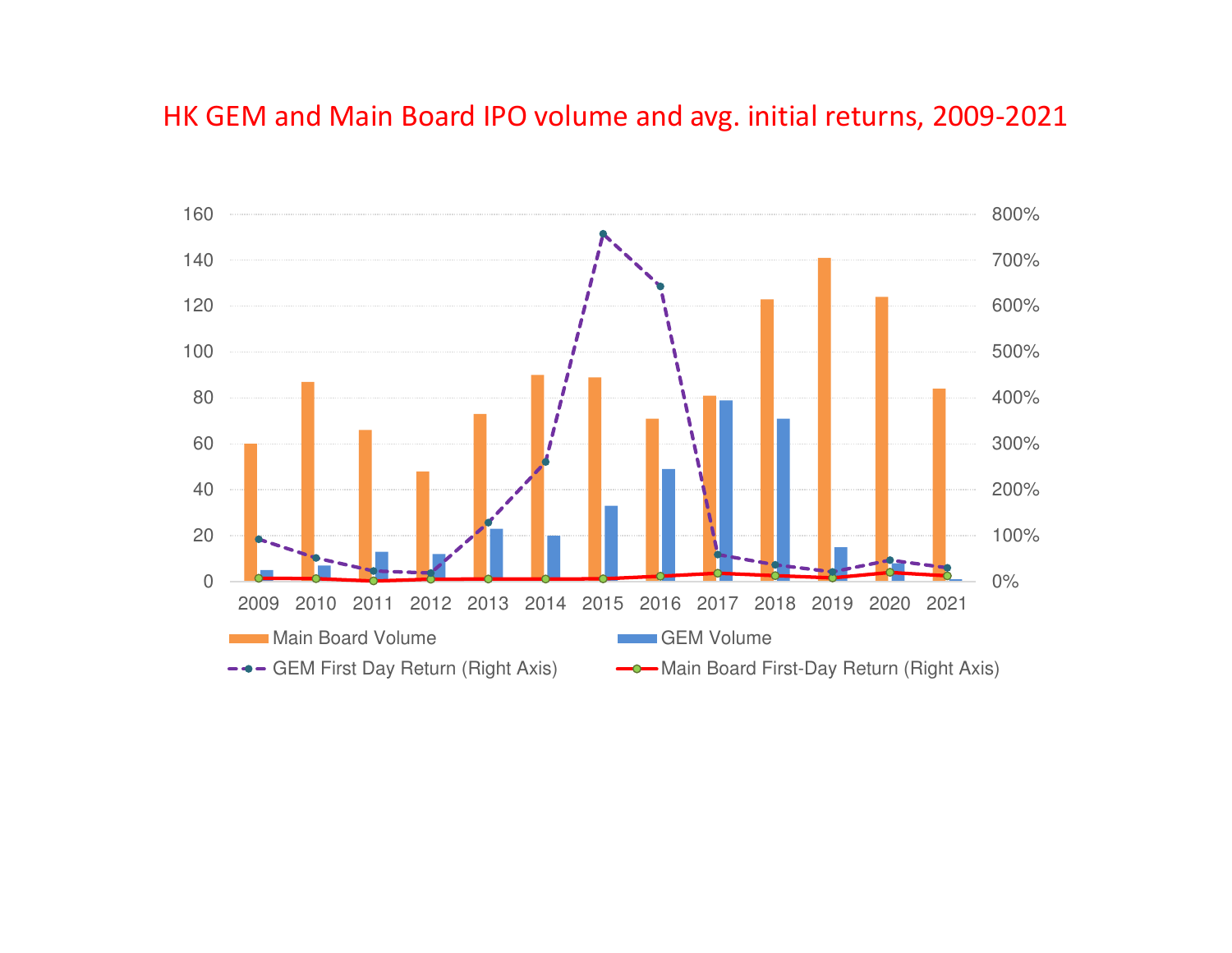# HK GEM and Main Board IPO volume and avg. initial returns, 2009-2021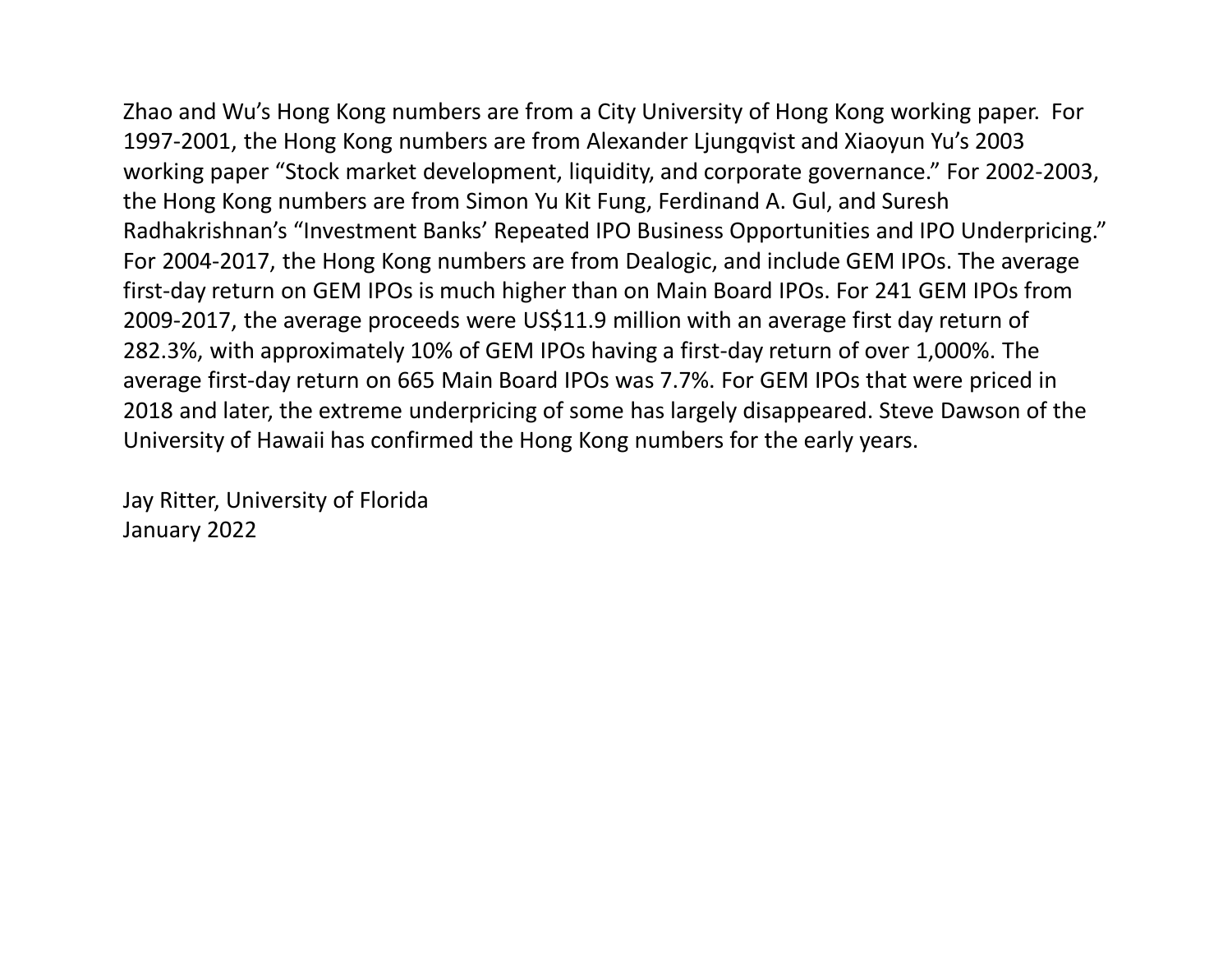Zhao and Wu's Hong Kong numbers are from a City University of Hong Kong working paper. For 1997-2001, the Hong Kong numbers are from Alexander Ljungqvist and Xiaoyun Yu's 2003 working paper "Stock market development, liquidity, and corporate governance." For 2002-2003, the Hong Kong numbers are from Simon Yu Kit Fung, Ferdinand A. Gul, and Suresh Radhakrishnan's "Investment Banks' Repeated IPO Business Opportunities and IPO Underpricing." For 2004-2017, the Hong Kong numbers are from Dealogic, and include GEM IPOs. The average first-day return on GEM IPOs is much higher than on Main Board IPOs. For 241 GEM IPOs from 2009-2017, the average proceeds were US$11.9 million with an average first day return of 282.3%, with approximately 10% of GEM IPOs having a first-day return of over 1,000%. The average first-day return on 665 Main Board IPOs was 7.7%. For GEM IPOs that were priced in 2018 and later, the extreme underpricing of some has largely disappeared. Steve Dawson of the University of Hawaii has confirmed the Hong Kong numbers for the early years.

Jay Ritter, University of Florida
January 2022